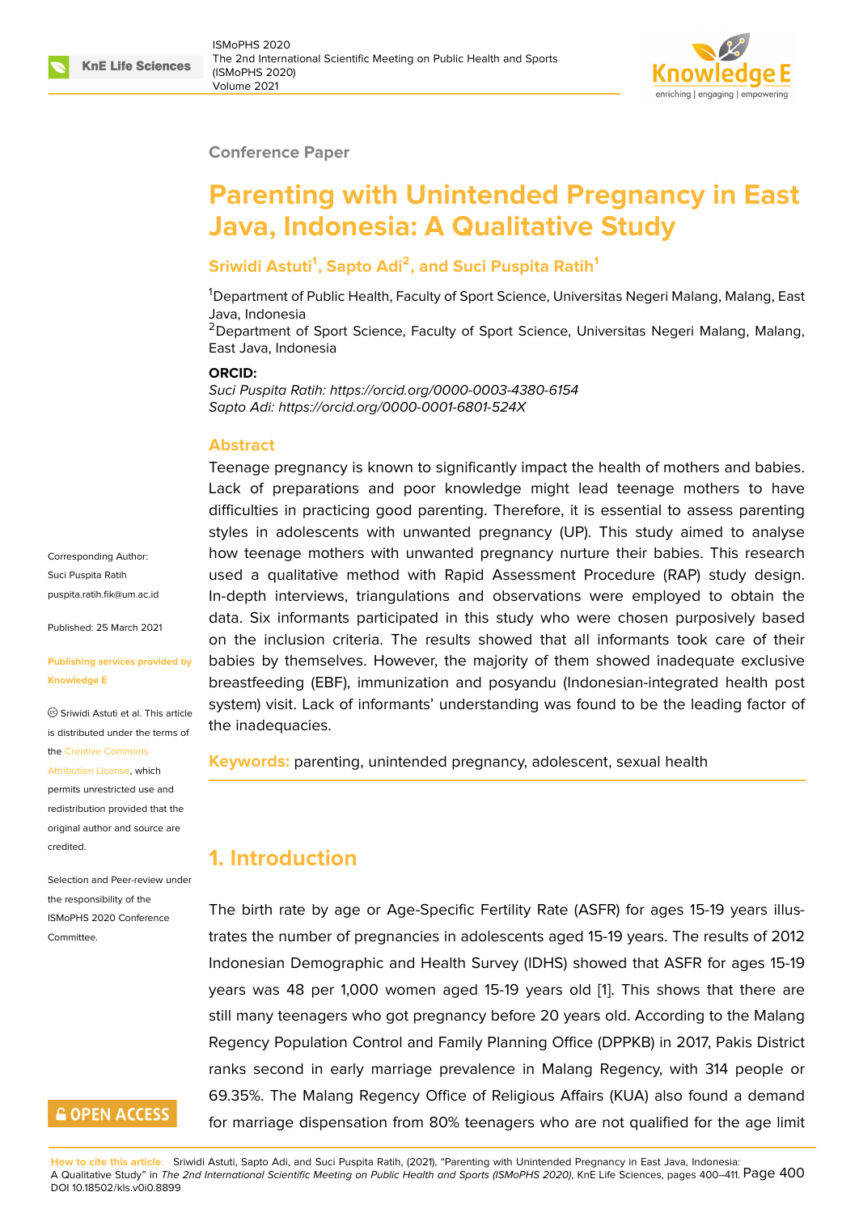Conference Paper

# Parenting with Unintended Pregnancy in East Java, Indonesia: A Qualitative Study

**Sriwidi Astuti[1], Sapto Adi[2], and Suci Puspita Ratih[1]**

[1]Department of Public Health, Faculty of Sport Science, Universitas Negeri Malang, Malang, East Java, Indonesia
[2]Department of Sport Science, Faculty of Sport Science, Universitas Negeri Malang, Malang, East Java, Indonesia

**ORCID:**
*Suci Puspita Ratih: https://orcid.org/0000-0003-4380-6154*
*Sapto Adi: https://orcid.org/0000-0001-6801-524X*

Corresponding Author:
Suci Puspita Ratih
puspita.ratih.fik@um.ac.id

Published: 25 March 2021

**Publishing services provided by Knowledge E**

© Sriwidi Astuti et al. This article is distributed under the terms of the Creative Commons Attribution License, which permits unrestricted use and redistribution provided that the original author and source are credited.

Selection and Peer-review under the responsibility of the ISMoPHS 2020 Conference Committee.

## Abstract

Teenage pregnancy is known to significantly impact the health of mothers and babies. Lack of preparations and poor knowledge might lead teenage mothers to have difficulties in practicing good parenting. Therefore, it is essential to assess parenting styles in adolescents with unwanted pregnancy (UP). This study aimed to analyse how teenage mothers with unwanted pregnancy nurture their babies. This research used a qualitative method with Rapid Assessment Procedure (RAP) study design. In-depth interviews, triangulations and observations were employed to obtain the data. Six informants participated in this study who were chosen purposively based on the inclusion criteria. The results showed that all informants took care of their babies by themselves. However, the majority of them showed inadequate exclusive breastfeeding (EBF), immunization and posyandu (Indonesian-integrated health post system) visit. Lack of informants' understanding was found to be the leading factor of the inadequacies.

**Keywords:** parenting, unintended pregnancy, adolescent, sexual health

## 1. Introduction

The birth rate by age or Age-Specific Fertility Rate (ASFR) for ages 15-19 years illustrates the number of pregnancies in adolescents aged 15-19 years. The results of 2012 Indonesian Demographic and Health Survey (IDHS) showed that ASFR for ages 15-19 years was 48 per 1,000 women aged 15-19 years old [1]. This shows that there are still many teenagers who got pregnancy before 20 years old. According to the Malang Regency Population Control and Family Planning Office (DPPKB) in 2017, Pakis District ranks second in early marriage prevalence in Malang Regency, with 314 people or 69.35%. The Malang Regency Office of Religious Affairs (KUA) also found a demand for marriage dispensation from 80% teenagers who are not qualified for the age limit

**How to cite this article:** Sriwidi Astuti, Sapto Adi, and Suci Puspita Ratih, (2021), "Parenting with Unintended Pregnancy in East Java, Indonesia: A Qualitative Study" in *The 2nd International Scientific Meeting on Public Health and Sports (ISMoPHS 2020)*, KnE Life Sciences, pages 400–411. DOI 10.18502/kls.v0i0.8899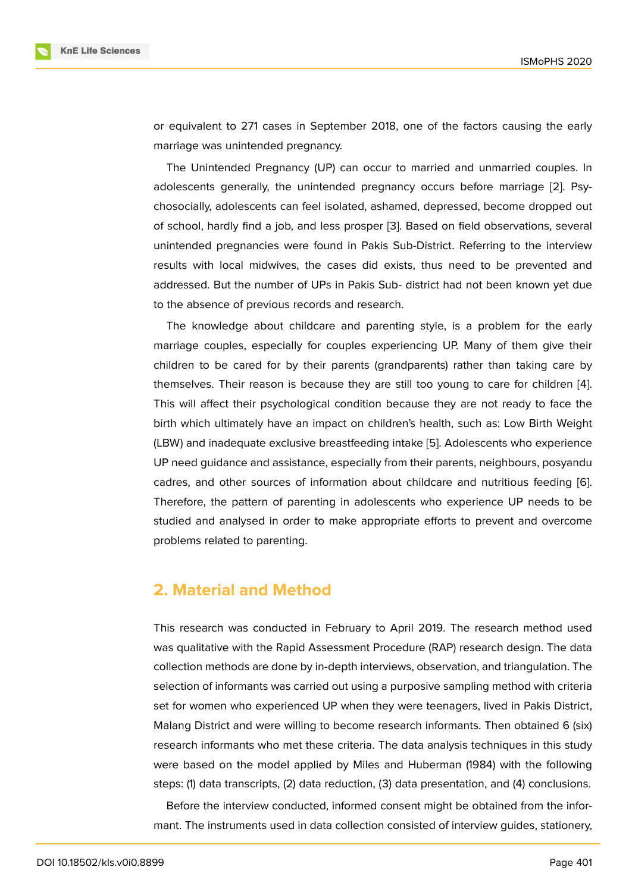or equivalent to 271 cases in September 2018, one of the factors causing the early marriage was unintended pregnancy.

The Unintended Pregnancy (UP) can occur to married and unmarried couples. In adolescents generally, the unintended pregnancy occurs before marriage [2]. Psychosocially, adolescents can feel isolated, ashamed, depressed, become dropped out of school, hardly find a job, and less prosper [3]. Based on field observations, several unintended pregnancies were found in Pakis Sub-District. Referring to the interview results with local midwives, the cases did exists, thus need to be prevented and addressed. But the number of UPs in Pakis Sub- district had not been known yet due to the absence of previous records and research.

The knowledge about childcare and parenting style, is a problem for the early marriage couples, especially for couples experiencing UP. Many of them give their children to be cared for by their parents (grandparents) rather than taking care by themselves. Their reason is because they are still too young to care for children [4]. This will affect their psychological condition because they are not ready to face the birth which ultimately have an impact on children's health, such as: Low Birth Weight (LBW) and inadequate exclusive breastfeeding intake [5]. Adolescents who experience UP need guidance and assistance, especially from their parents, neighbours, posyandu cadres, and other sources of information about childcare and nutritious feeding [6]. Therefore, the pattern of parenting in adolescents who experience UP needs to be studied and analysed in order to make appropriate efforts to prevent and overcome problems related to parenting.

## 2. Material and Method

This research was conducted in February to April 2019. The research method used was qualitative with the Rapid Assessment Procedure (RAP) research design. The data collection methods are done by in-depth interviews, observation, and triangulation. The selection of informants was carried out using a purposive sampling method with criteria set for women who experienced UP when they were teenagers, lived in Pakis District, Malang District and were willing to become research informants. Then obtained 6 (six) research informants who met these criteria. The data analysis techniques in this study were based on the model applied by Miles and Huberman (1984) with the following steps: (1) data transcripts, (2) data reduction, (3) data presentation, and (4) conclusions.

Before the interview conducted, informed consent might be obtained from the informant. The instruments used in data collection consisted of interview guides, stationery,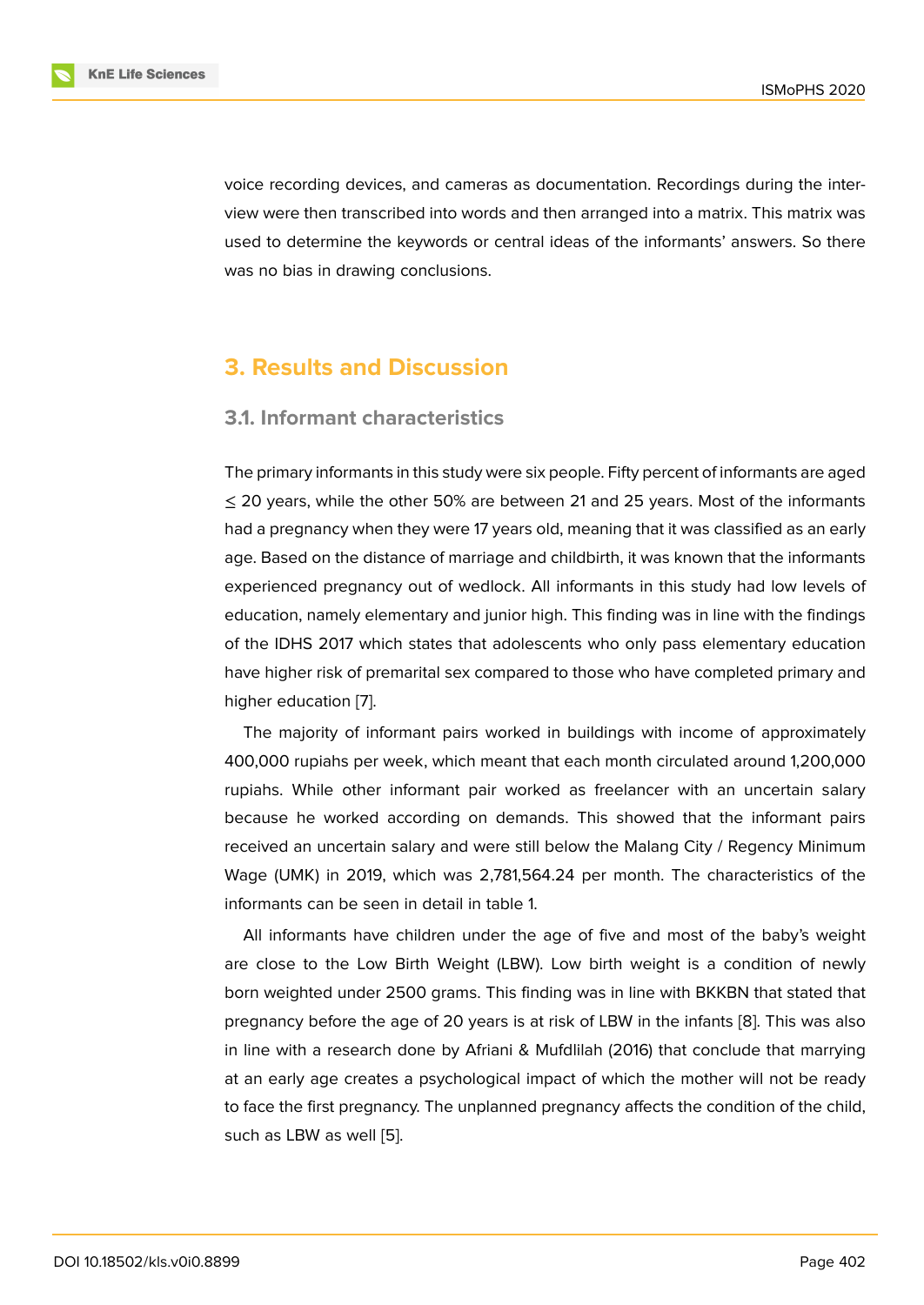voice recording devices, and cameras as documentation. Recordings during the interview were then transcribed into words and then arranged into a matrix. This matrix was used to determine the keywords or central ideas of the informants' answers. So there was no bias in drawing conclusions.

## 3. Results and Discussion

### 3.1. Informant characteristics

The primary informants in this study were six people. Fifty percent of informants are aged ≤ 20 years, while the other 50% are between 21 and 25 years. Most of the informants had a pregnancy when they were 17 years old, meaning that it was classified as an early age. Based on the distance of marriage and childbirth, it was known that the informants experienced pregnancy out of wedlock. All informants in this study had low levels of education, namely elementary and junior high. This finding was in line with the findings of the IDHS 2017 which states that adolescents who only pass elementary education have higher risk of premarital sex compared to those who have completed primary and higher education [7].

The majority of informant pairs worked in buildings with income of approximately 400,000 rupiahs per week, which meant that each month circulated around 1,200,000 rupiahs. While other informant pair worked as freelancer with an uncertain salary because he worked according on demands. This showed that the informant pairs received an uncertain salary and were still below the Malang City / Regency Minimum Wage (UMK) in 2019, which was 2,781,564.24 per month. The characteristics of the informants can be seen in detail in table 1.

All informants have children under the age of five and most of the baby's weight are close to the Low Birth Weight (LBW). Low birth weight is a condition of newly born weighted under 2500 grams. This finding was in line with BKKBN that stated that pregnancy before the age of 20 years is at risk of LBW in the infants [8]. This was also in line with a research done by Afriani & Mufdlilah (2016) that conclude that marrying at an early age creates a psychological impact of which the mother will not be ready to face the first pregnancy. The unplanned pregnancy affects the condition of the child, such as LBW as well [5].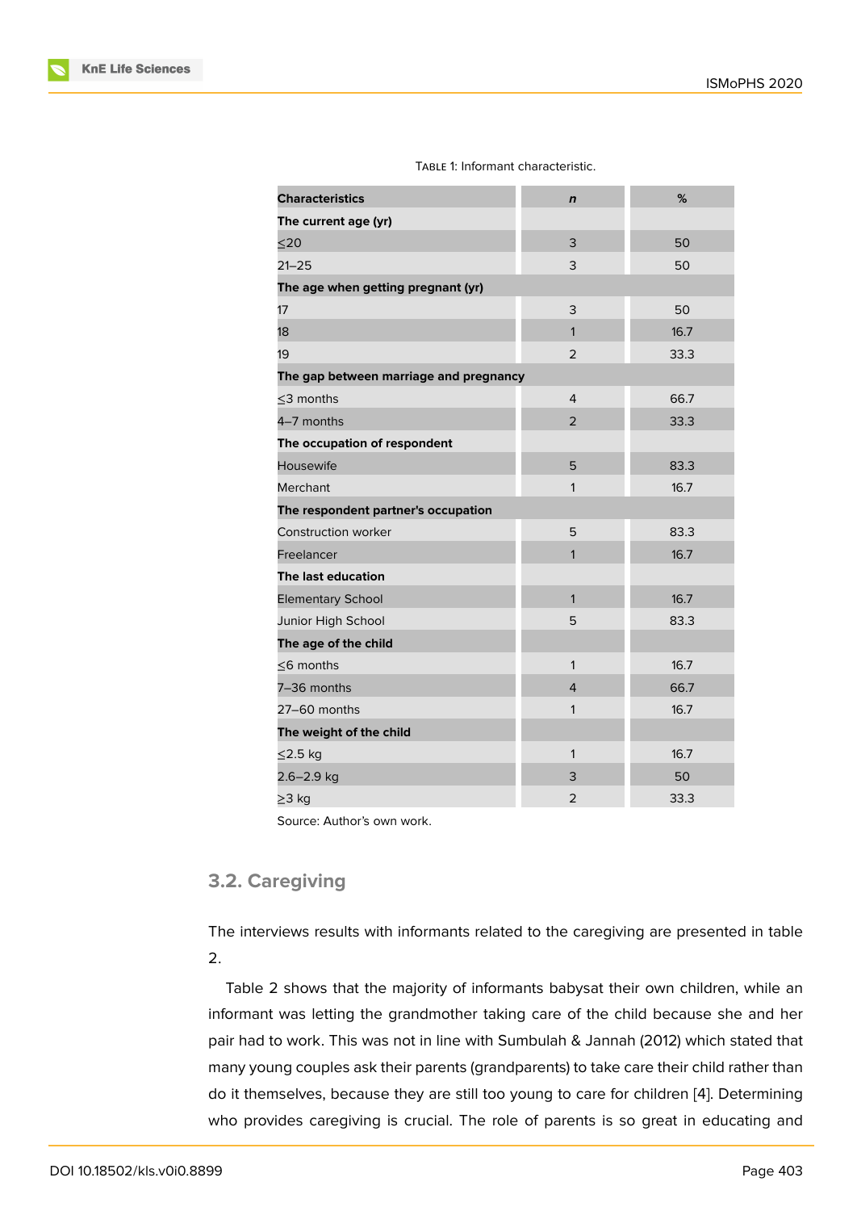Table 1: Informant characteristic.

| Characteristics | *n* | % |
|---|---|---|
| **The current age (yr)** | | |
| ≤20 | 3 | 50 |
| 21–25 | 3 | 50 |
| **The age when getting pregnant (yr)** | | |
| 17 | 3 | 50 |
| 18 | 1 | 16.7 |
| 19 | 2 | 33.3 |
| **The gap between marriage and pregnancy** | | |
| ≤3 months | 4 | 66.7 |
| 4–7 months | 2 | 33.3 |
| **The occupation of respondent** | | |
| Housewife | 5 | 83.3 |
| Merchant | 1 | 16.7 |
| **The respondent partner's occupation** | | |
| Construction worker | 5 | 83.3 |
| Freelancer | 1 | 16.7 |
| **The last education** | | |
| Elementary School | 1 | 16.7 |
| Junior High School | 5 | 83.3 |
| **The age of the child** | | |
| ≤6 months | 1 | 16.7 |
| 7–36 months | 4 | 66.7 |
| 27–60 months | 1 | 16.7 |
| **The weight of the child** | | |
| ≤2.5 kg | 1 | 16.7 |
| 2.6–2.9 kg | 3 | 50 |
| ≥3 kg | 2 | 33.3 |

Source: Author's own work.

## 3.2. Caregiving

The interviews results with informants related to the caregiving are presented in table 2.

Table 2 shows that the majority of informants babysat their own children, while an informant was letting the grandmother taking care of the child because she and her pair had to work. This was not in line with Sumbulah & Jannah (2012) which stated that many young couples ask their parents (grandparents) to take care their child rather than do it themselves, because they are still too young to care for children [4]. Determining who provides caregiving is crucial. The role of parents is so great in educating and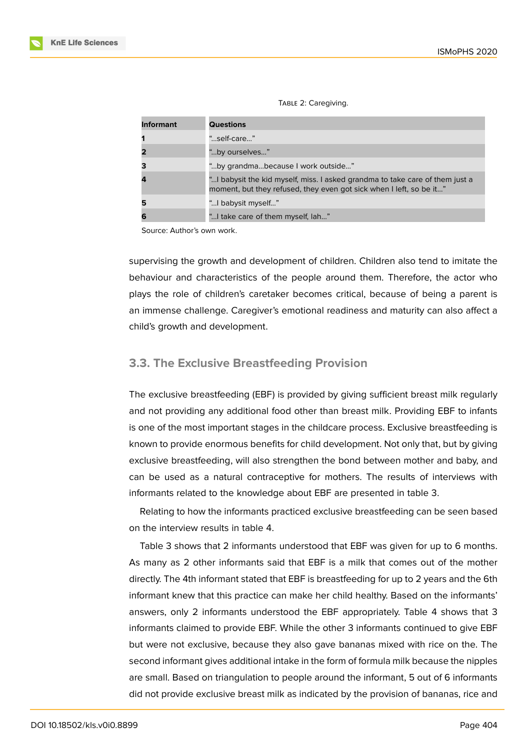Table 2: Caregiving.

| Informant | Questions |
|---|---|
| **1** | "...self-care..." |
| **2** | "...by ourselves..." |
| **3** | "...by grandma...because I work outside..." |
| **4** | "...I babysit the kid myself, miss. I asked grandma to take care of them just a moment, but they refused, they even got sick when I left, so be it..." |
| **5** | "...I babysit myself..." |
| **6** | "...I take care of them myself, lah..." |

Source: Author's own work.

supervising the growth and development of children. Children also tend to imitate the behaviour and characteristics of the people around them. Therefore, the actor who plays the role of children's caretaker becomes critical, because of being a parent is an immense challenge. Caregiver's emotional readiness and maturity can also affect a child's growth and development.

### 3.3. The Exclusive Breastfeeding Provision

The exclusive breastfeeding (EBF) is provided by giving sufficient breast milk regularly and not providing any additional food other than breast milk. Providing EBF to infants is one of the most important stages in the childcare process. Exclusive breastfeeding is known to provide enormous benefits for child development. Not only that, but by giving exclusive breastfeeding, will also strengthen the bond between mother and baby, and can be used as a natural contraceptive for mothers. The results of interviews with informants related to the knowledge about EBF are presented in table 3.

Relating to how the informants practiced exclusive breastfeeding can be seen based on the interview results in table 4.

Table 3 shows that 2 informants understood that EBF was given for up to 6 months. As many as 2 other informants said that EBF is a milk that comes out of the mother directly. The 4th informant stated that EBF is breastfeeding for up to 2 years and the 6th informant knew that this practice can make her child healthy. Based on the informants' answers, only 2 informants understood the EBF appropriately. Table 4 shows that 3 informants claimed to provide EBF. While the other 3 informants continued to give EBF but were not exclusive, because they also gave bananas mixed with rice on the. The second informant gives additional intake in the form of formula milk because the nipples are small. Based on triangulation to people around the informant, 5 out of 6 informants did not provide exclusive breast milk as indicated by the provision of bananas, rice and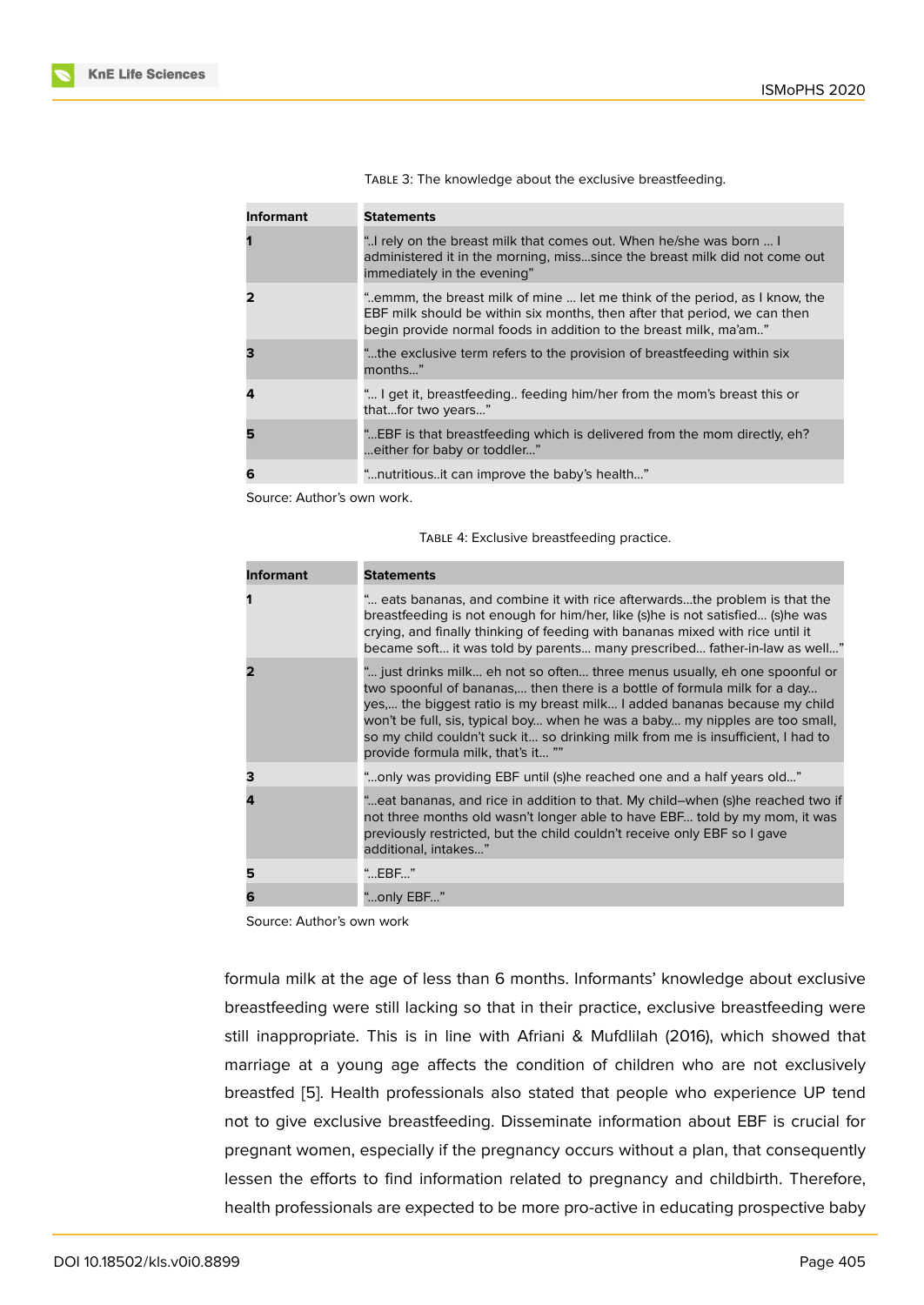Table 3: The knowledge about the exclusive breastfeeding.

| Informant | Statements |
|---|---|
| **1** | "..I rely on the breast milk that comes out. When he/she was born ... I administered it in the morning, miss...since the breast milk did not come out immediately in the evening" |
| **2** | "..emmm, the breast milk of mine ... let me think of the period, as I know, the EBF milk should be within six months, then after that period, we can then begin provide normal foods in addition to the breast milk, ma'am.." |
| **3** | "...the exclusive term refers to the provision of breastfeeding within six months..." |
| **4** | "... I get it, breastfeeding.. feeding him/her from the mom's breast this or that...for two years..." |
| **5** | "...EBF is that breastfeeding which is delivered from the mom directly, eh? ...either for baby or toddler..." |
| **6** | "...nutritious..it can improve the baby's health..." |

Source: Author's own work.

Table 4: Exclusive breastfeeding practice.

| Informant | Statements |
|---|---|
| **1** | "... eats bananas, and combine it with rice afterwards...the problem is that the breastfeeding is not enough for him/her, like (s)he is not satisfied... (s)he was crying, and finally thinking of feeding with bananas mixed with rice until it became soft... it was told by parents... many prescribed... father-in-law as well..." |
| **2** | "... just drinks milk... eh not so often... three menus usually, eh one spoonful or two spoonful of bananas,... then there is a bottle of formula milk for a day... yes,... the biggest ratio is my breast milk... I added bananas because my child won't be full, sis, typical boy... when he was a baby... my nipples are too small, so my child couldn't suck it... so drinking milk from me is insufficient, I had to provide formula milk, that's it... "" |
| **3** | "...only was providing EBF until (s)he reached one and a half years old..." |
| **4** | "...eat bananas, and rice in addition to that. My child–when (s)he reached two if not three months old wasn't longer able to have EBF... told by my mom, it was previously restricted, but the child couldn't receive only EBF so I gave additional, intakes..." |
| **5** | "...EBF..." |
| **6** | "...only EBF..." |

Source: Author's own work

formula milk at the age of less than 6 months. Informants' knowledge about exclusive breastfeeding were still lacking so that in their practice, exclusive breastfeeding were still inappropriate. This is in line with Afriani & Mufdlilah (2016), which showed that marriage at a young age affects the condition of children who are not exclusively breastfed [5]. Health professionals also stated that people who experience UP tend not to give exclusive breastfeeding. Disseminate information about EBF is crucial for pregnant women, especially if the pregnancy occurs without a plan, that consequently lessen the efforts to find information related to pregnancy and childbirth. Therefore, health professionals are expected to be more pro-active in educating prospective baby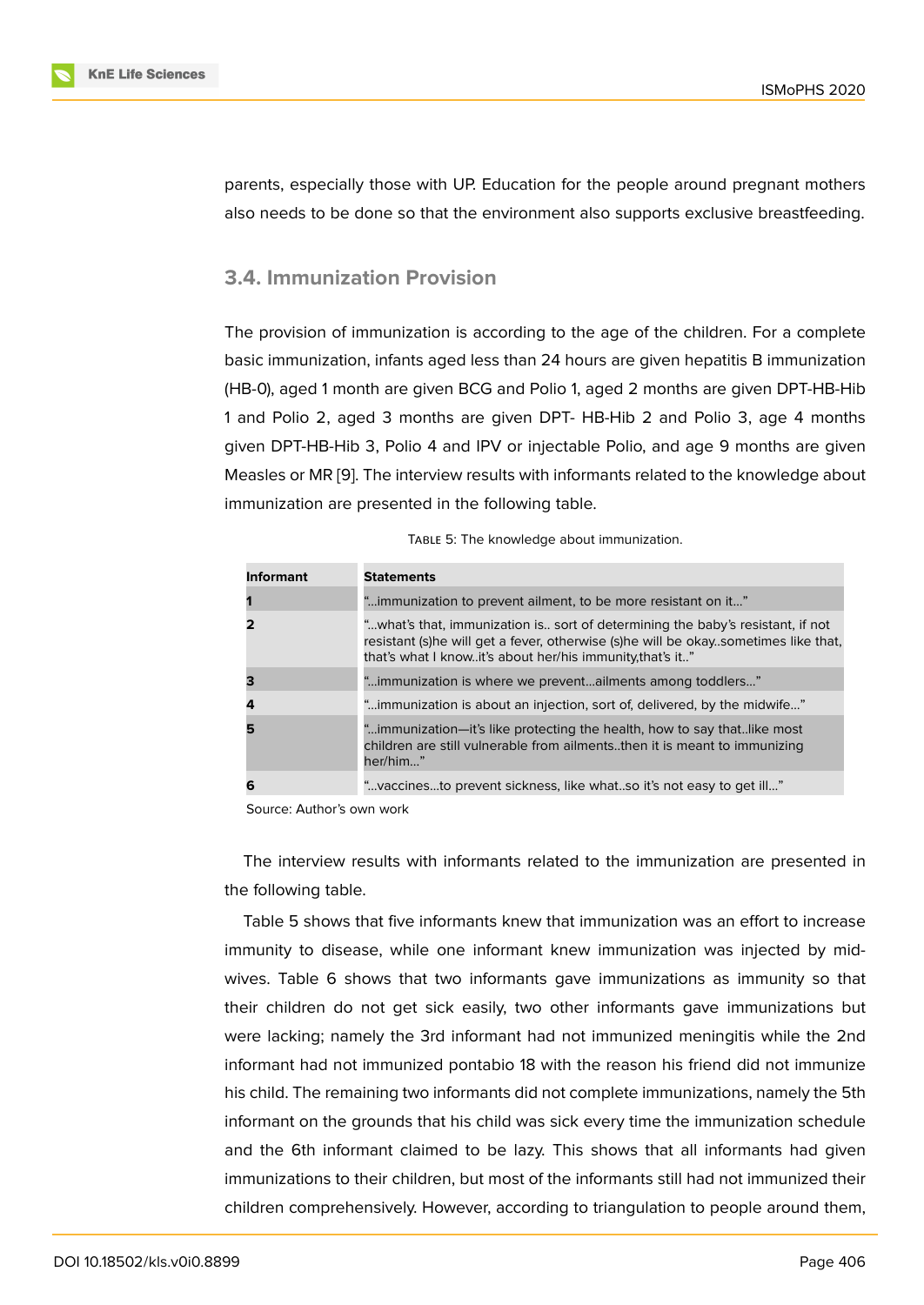parents, especially those with UP. Education for the people around pregnant mothers also needs to be done so that the environment also supports exclusive breastfeeding.

### 3.4. Immunization Provision

The provision of immunization is according to the age of the children. For a complete basic immunization, infants aged less than 24 hours are given hepatitis B immunization (HB-0), aged 1 month are given BCG and Polio 1, aged 2 months are given DPT-HB-Hib 1 and Polio 2, aged 3 months are given DPT- HB-Hib 2 and Polio 3, age 4 months given DPT-HB-Hib 3, Polio 4 and IPV or injectable Polio, and age 9 months are given Measles or MR [9]. The interview results with informants related to the knowledge about immunization are presented in the following table.

TABLE 5: The knowledge about immunization.

| Informant | Statements |
|---|---|
| **1** | "...immunization to prevent ailment, to be more resistant on it..." |
| **2** | "...what's that, immunization is.. sort of determining the baby's resistant, if not resistant (s)he will get a fever, otherwise (s)he will be okay..sometimes like that, that's what I know..it's about her/his immunity,that's it.." |
| **3** | "...immunization is where we prevent...ailments among toddlers..." |
| **4** | "...immunization is about an injection, sort of, delivered, by the midwife..." |
| **5** | "...immunization—it's like protecting the health, how to say that..like most children are still vulnerable from ailments..then it is meant to immunizing her/him..." |
| **6** | "...vaccines...to prevent sickness, like what..so it's not easy to get ill..." |

Source: Author's own work

The interview results with informants related to the immunization are presented in the following table.

Table 5 shows that five informants knew that immunization was an effort to increase immunity to disease, while one informant knew immunization was injected by mid-wives. Table 6 shows that two informants gave immunizations as immunity so that their children do not get sick easily, two other informants gave immunizations but were lacking; namely the 3rd informant had not immunized meningitis while the 2nd informant had not immunized pontabio 18 with the reason his friend did not immunize his child. The remaining two informants did not complete immunizations, namely the 5th informant on the grounds that his child was sick every time the immunization schedule and the 6th informant claimed to be lazy. This shows that all informants had given immunizations to their children, but most of the informants still had not immunized their children comprehensively. However, according to triangulation to people around them,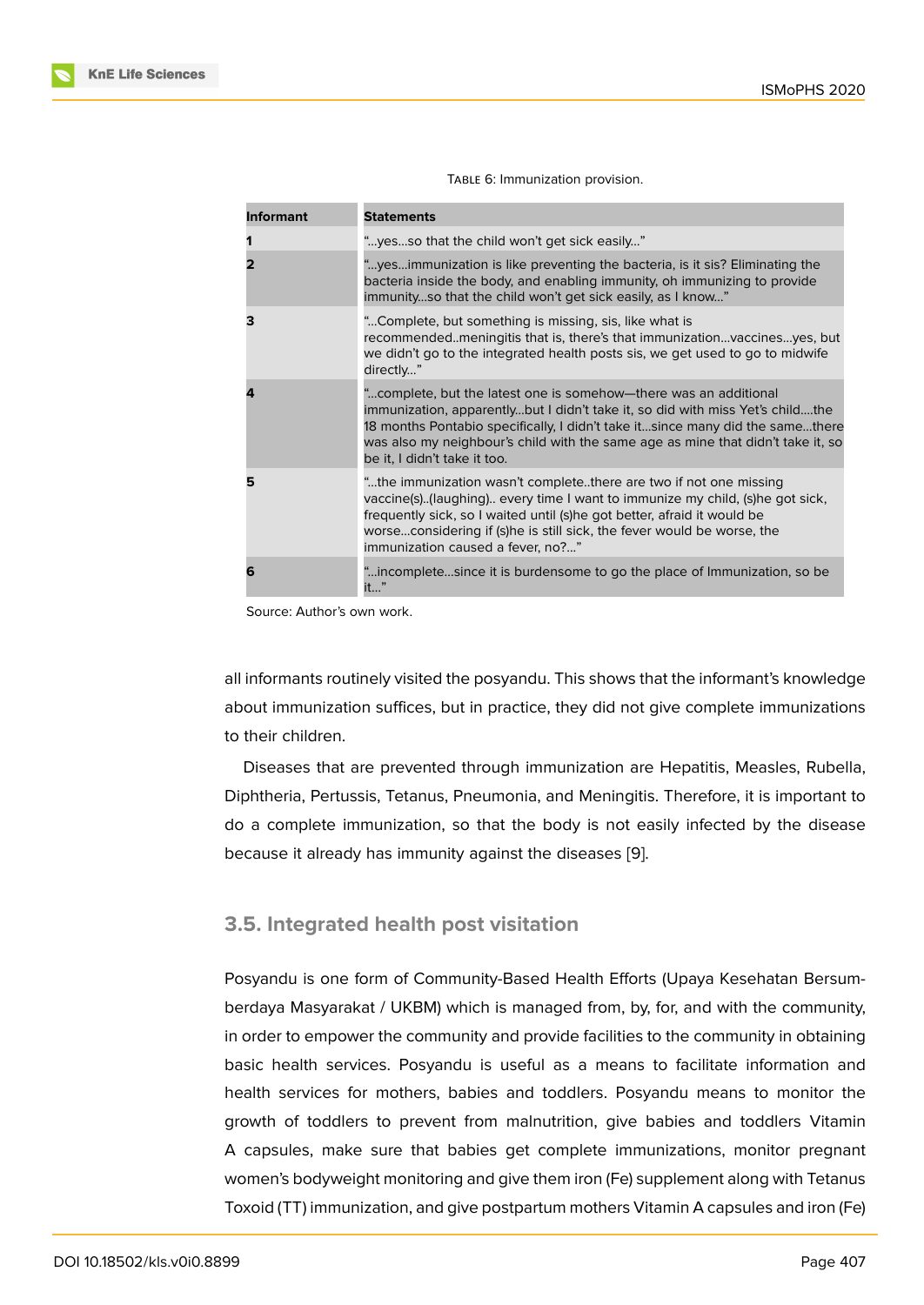Table 6: Immunization provision.

| Informant | Statements |
|---|---|
| 1 | "...yes...so that the child won't get sick easily..." |
| 2 | "...yes...immunization is like preventing the bacteria, is it sis? Eliminating the bacteria inside the body, and enabling immunity, oh immunizing to provide immunity...so that the child won't get sick easily, as I know..." |
| 3 | "...Complete, but something is missing, sis, like what is recommended..meningitis that is, there's that immunization...vaccines...yes, but we didn't go to the integrated health posts sis, we get used to go to midwife directly..." |
| 4 | "...complete, but the latest one is somehow—there was an additional immunization, apparently...but I didn't take it, so did with miss Yet's child....the 18 months Pontabio specifically, I didn't take it...since many did the same...there was also my neighbour's child with the same age as mine that didn't take it, so be it, I didn't take it too. |
| 5 | "...the immunization wasn't complete..there are two if not one missing vaccine(s)..(laughing).. every time I want to immunize my child, (s)he got sick, frequently sick, so I waited until (s)he got better, afraid it would be worse...considering if (s)he is still sick, the fever would be worse, the immunization caused a fever, no?..." |
| 6 | "...incomplete...since it is burdensome to go the place of Immunization, so be it..." |

Source: Author's own work.

all informants routinely visited the posyandu. This shows that the informant's knowledge about immunization suffices, but in practice, they did not give complete immunizations to their children.

Diseases that are prevented through immunization are Hepatitis, Measles, Rubella, Diphtheria, Pertussis, Tetanus, Pneumonia, and Meningitis. Therefore, it is important to do a complete immunization, so that the body is not easily infected by the disease because it already has immunity against the diseases [9].

### 3.5. Integrated health post visitation

Posyandu is one form of Community-Based Health Efforts (Upaya Kesehatan Bersumberdaya Masyarakat / UKBM) which is managed from, by, for, and with the community, in order to empower the community and provide facilities to the community in obtaining basic health services. Posyandu is useful as a means to facilitate information and health services for mothers, babies and toddlers. Posyandu means to monitor the growth of toddlers to prevent from malnutrition, give babies and toddlers Vitamin A capsules, make sure that babies get complete immunizations, monitor pregnant women's bodyweight monitoring and give them iron (Fe) supplement along with Tetanus Toxoid (TT) immunization, and give postpartum mothers Vitamin A capsules and iron (Fe)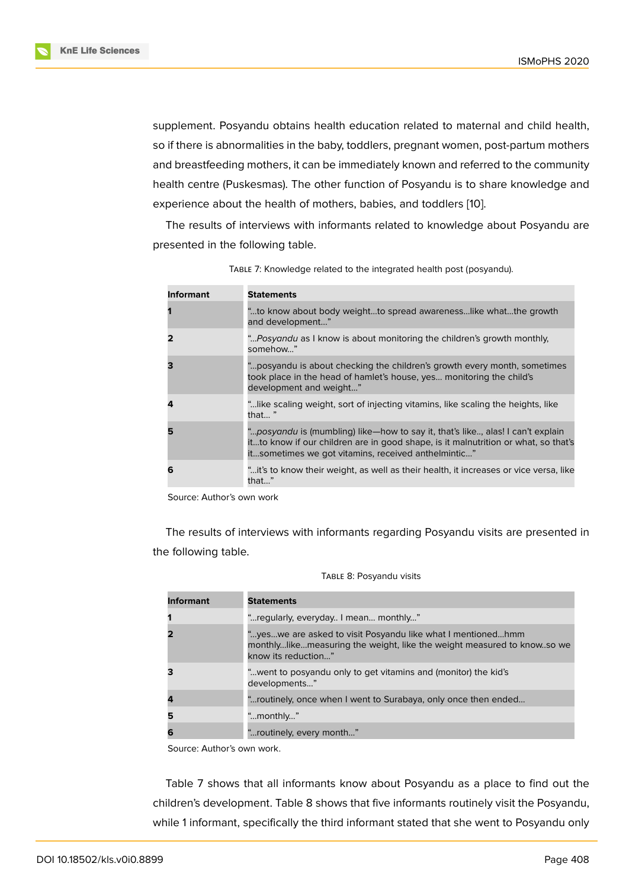supplement. Posyandu obtains health education related to maternal and child health, so if there is abnormalities in the baby, toddlers, pregnant women, post-partum mothers and breastfeeding mothers, it can be immediately known and referred to the community health centre (Puskesmas). The other function of Posyandu is to share knowledge and experience about the health of mothers, babies, and toddlers [10].

The results of interviews with informants related to knowledge about Posyandu are presented in the following table.

Table 7: Knowledge related to the integrated health post (posyandu).

| Informant | Statements |
|---|---|
| **1** | "...to know about body weight...to spread awareness...like what...the growth and development..." |
| **2** | "...*Posyandu* as I know is about monitoring the children's growth monthly, somehow..." |
| **3** | "...posyandu is about checking the children's growth every month, sometimes took place in the head of hamlet's house, yes... monitoring the child's development and weight..." |
| **4** | "...like scaling weight, sort of injecting vitamins, like scaling the heights, like that... " |
| **5** | "...*posyandu* is (mumbling) like—how to say it, that's like..., alas! I can't explain it...to know if our children are in good shape, is it malnutrition or what, so that's it...sometimes we got vitamins, received anthelmintic..." |
| **6** | "...it's to know their weight, as well as their health, it increases or vice versa, like that..." |

Source: Author's own work

The results of interviews with informants regarding Posyandu visits are presented in the following table.

Table 8: Posyandu visits

| Informant | Statements |
|---|---|
| **1** | "...regularly, everyday.. I mean... monthly..." |
| **2** | "...yes...we are asked to visit Posyandu like what I mentioned...hmm monthly...like...measuring the weight, like the weight measured to know..so we know its reduction..." |
| **3** | "...went to posyandu only to get vitamins and (monitor) the kid's developments..." |
| **4** | "...routinely, once when I went to Surabaya, only once then ended... |
| **5** | "...monthly..." |
| **6** | "...routinely, every month..." |

Source: Author's own work.

Table 7 shows that all informants know about Posyandu as a place to find out the children's development. Table 8 shows that five informants routinely visit the Posyandu, while 1 informant, specifically the third informant stated that she went to Posyandu only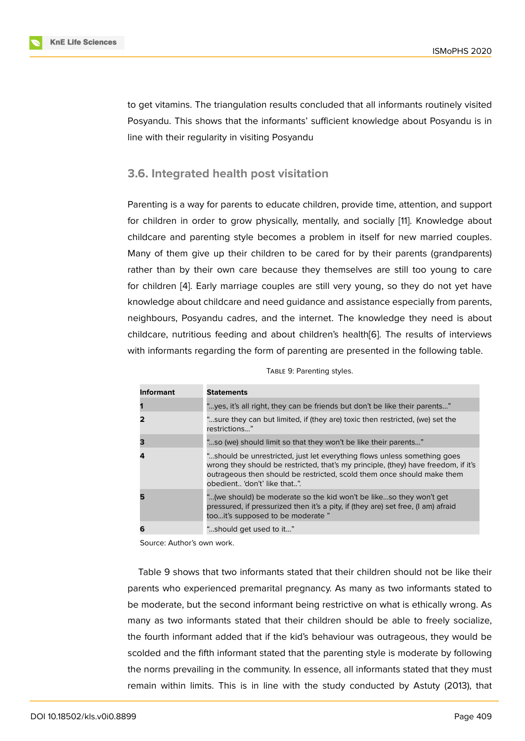to get vitamins. The triangulation results concluded that all informants routinely visited Posyandu. This shows that the informants' sufficient knowledge about Posyandu is in line with their regularity in visiting Posyandu

### 3.6. Integrated health post visitation

Parenting is a way for parents to educate children, provide time, attention, and support for children in order to grow physically, mentally, and socially [11]. Knowledge about childcare and parenting style becomes a problem in itself for new married couples. Many of them give up their children to be cared for by their parents (grandparents) rather than by their own care because they themselves are still too young to care for children [4]. Early marriage couples are still very young, so they do not yet have knowledge about childcare and need guidance and assistance especially from parents, neighbours, Posyandu cadres, and the internet. The knowledge they need is about childcare, nutritious feeding and about children's health[6]. The results of interviews with informants regarding the form of parenting are presented in the following table.

TABLE 9: Parenting styles.

| Informant | Statements |
|---|---|
| **1** | "...yes, it's all right, they can be friends but don't be like their parents..." |
| **2** | "...sure they can but limited, if (they are) toxic then restricted, (we) set the restrictions..." |
| **3** | "...so (we) should limit so that they won't be like their parents..." |
| **4** | "...should be unrestricted, just let everything flows unless something goes wrong they should be restricted, that's my principle, (they) have freedom, if it's outrageous then should be restricted, scold them once should make them obedient.. 'don't' like that..". |
| **5** | "...(we should) be moderate so the kid won't be like...so they won't get pressured, if pressurized then it's a pity, if (they are) set free, (I am) afraid too...it's supposed to be moderate " |
| **6** | "...should get used to it..." |

Source: Author's own work.

Table 9 shows that two informants stated that their children should not be like their parents who experienced premarital pregnancy. As many as two informants stated to be moderate, but the second informant being restrictive on what is ethically wrong. As many as two informants stated that their children should be able to freely socialize, the fourth informant added that if the kid's behaviour was outrageous, they would be scolded and the fifth informant stated that the parenting style is moderate by following the norms prevailing in the community. In essence, all informants stated that they must remain within limits. This is in line with the study conducted by Astuty (2013), that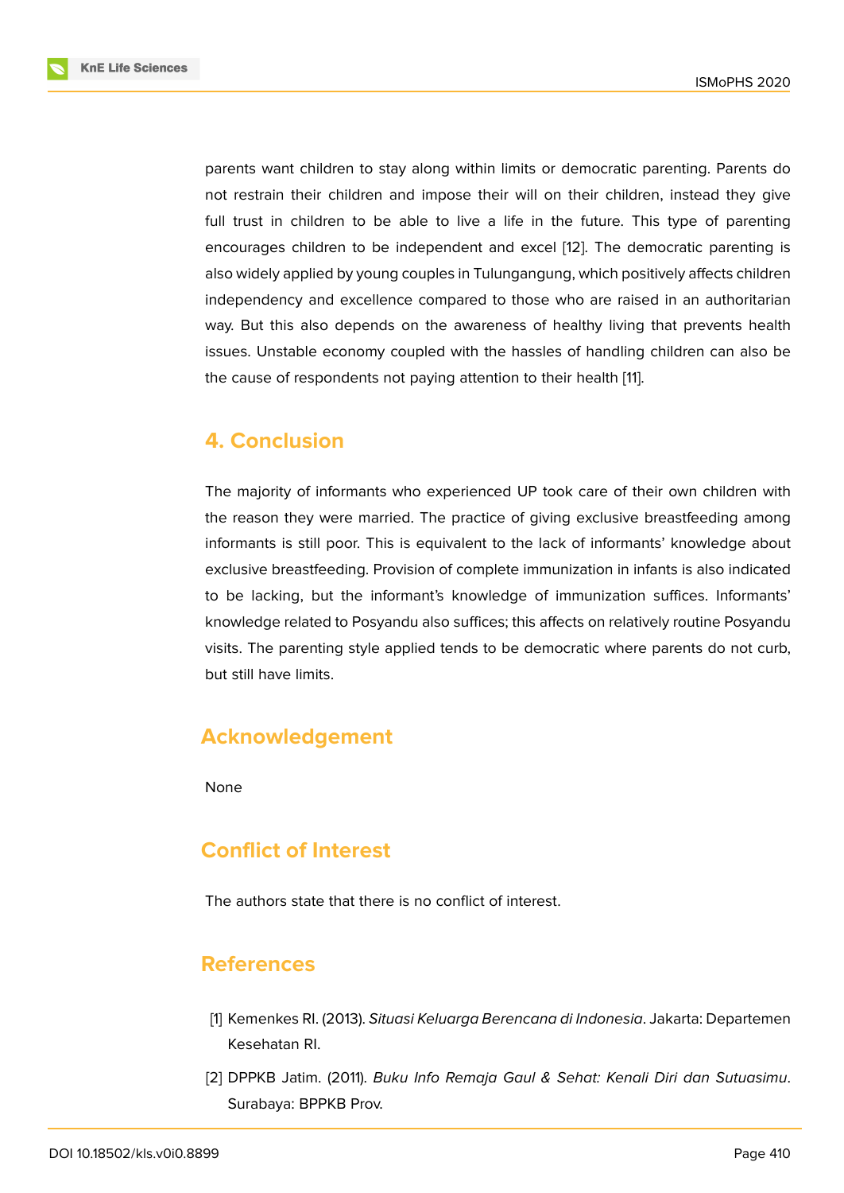parents want children to stay along within limits or democratic parenting. Parents do not restrain their children and impose their will on their children, instead they give full trust in children to be able to live a life in the future. This type of parenting encourages children to be independent and excel [12]. The democratic parenting is also widely applied by young couples in Tulungangung, which positively affects children independency and excellence compared to those who are raised in an authoritarian way. But this also depends on the awareness of healthy living that prevents health issues. Unstable economy coupled with the hassles of handling children can also be the cause of respondents not paying attention to their health [11].

## 4. Conclusion

The majority of informants who experienced UP took care of their own children with the reason they were married. The practice of giving exclusive breastfeeding among informants is still poor. This is equivalent to the lack of informants' knowledge about exclusive breastfeeding. Provision of complete immunization in infants is also indicated to be lacking, but the informant's knowledge of immunization suffices. Informants' knowledge related to Posyandu also suffices; this affects on relatively routine Posyandu visits. The parenting style applied tends to be democratic where parents do not curb, but still have limits.

## Acknowledgement

None

## Conflict of Interest

The authors state that there is no conflict of interest.

## References

[1] Kemenkes RI. (2013). *Situasi Keluarga Berencana di Indonesia*. Jakarta: Departemen Kesehatan RI.

[2] DPPKB Jatim. (2011). *Buku Info Remaja Gaul & Sehat: Kenali Diri dan Sutuasimu*. Surabaya: BPPKB Prov.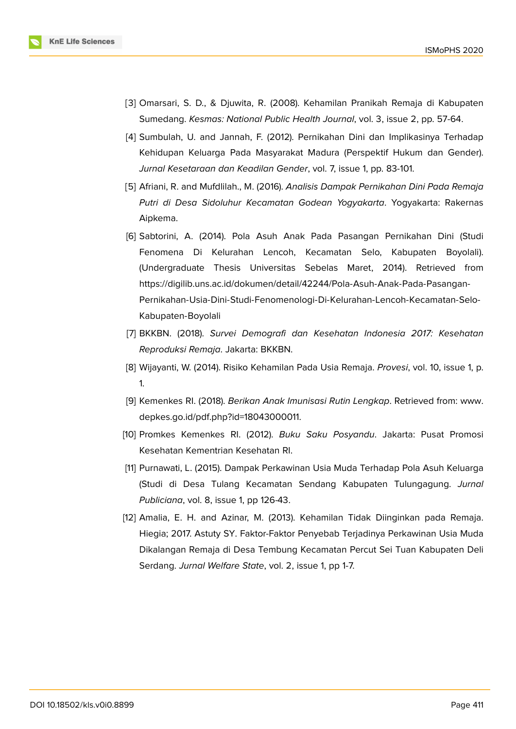[3] Omarsari, S. D., & Djuwita, R. (2008). Kehamilan Pranikah Remaja di Kabupaten Sumedang. *Kesmas: National Public Health Journal*, vol. 3, issue 2, pp. 57-64.

[4] Sumbulah, U. and Jannah, F. (2012). Pernikahan Dini dan Implikasinya Terhadap Kehidupan Keluarga Pada Masyarakat Madura (Perspektif Hukum dan Gender). *Jurnal Kesetaraan dan Keadilan Gender*, vol. 7, issue 1, pp. 83-101.

[5] Afriani, R. and Mufdlilah., M. (2016). *Analisis Dampak Pernikahan Dini Pada Remaja Putri di Desa Sidoluhur Kecamatan Godean Yogyakarta*. Yogyakarta: Rakernas Aipkema.

[6] Sabtorini, A. (2014). Pola Asuh Anak Pada Pasangan Pernikahan Dini (Studi Fenomena Di Kelurahan Lencoh, Kecamatan Selo, Kabupaten Boyolali). (Undergraduate Thesis Universitas Sebelas Maret, 2014). Retrieved from https://digilib.uns.ac.id/dokumen/detail/42244/Pola-Asuh-Anak-Pada-Pasangan-Pernikahan-Usia-Dini-Studi-Fenomenologi-Di-Kelurahan-Lencoh-Kecamatan-Selo-Kabupaten-Boyolali

[7] BKKBN. (2018). *Survei Demografi dan Kesehatan Indonesia 2017: Kesehatan Reproduksi Remaja*. Jakarta: BKKBN.

[8] Wijayanti, W. (2014). Risiko Kehamilan Pada Usia Remaja. *Provesi*, vol. 10, issue 1, p. 1.

[9] Kemenkes RI. (2018). *Berikan Anak Imunisasi Rutin Lengkap*. Retrieved from: www.depkes.go.id/pdf.php?id=18043000011.

[10] Promkes Kemenkes RI. (2012). *Buku Saku Posyandu*. Jakarta: Pusat Promosi Kesehatan Kementrian Kesehatan RI.

[11] Purnawati, L. (2015). Dampak Perkawinan Usia Muda Terhadap Pola Asuh Keluarga (Studi di Desa Tulang Kecamatan Sendang Kabupaten Tulungagung. *Jurnal Publiciana*, vol. 8, issue 1, pp 126-43.

[12] Amalia, E. H. and Azinar, M. (2013). Kehamilan Tidak Diinginkan pada Remaja. Hiegia; 2017. Astuty SY. Faktor-Faktor Penyebab Terjadinya Perkawinan Usia Muda Dikalangan Remaja di Desa Tembung Kecamatan Percut Sei Tuan Kabupaten Deli Serdang. *Jurnal Welfare State*, vol. 2, issue 1, pp 1-7.